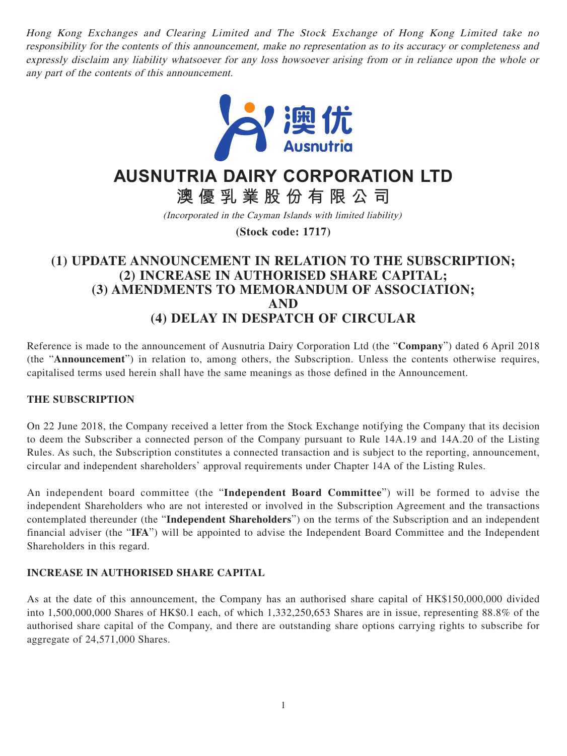*Hong Kong Exchanges and Clearing Limited and The Stock Exchange of Hong Kong Limited take no responsibility for the contents of this announcement, make no representation as to its accuracy or completeness and expressly disclaim any liability whatsoever for any loss howsoever arising from or in reliance upon the whole or any part of the contents of this announcement.*

# AUSNUTRIA DAIRY CORPORATION LTD

# 澳優乳業股份有限公司

*(Incorporated in the Cayman Islands with limited liability)*

**(Stock code: 1717)**

## (1) UPDATE ANNOUNCEMENT IN RELATION TO THE SUBSCRIPTION; (2) INCREASE IN AUTHORISED SHARE CAPITAL; (3) AMENDMENTS TO MEMORANDUM OF ASSOCIATION; AND (4) DELAY IN DESPATCH OF CIRCULAR

Reference is made to the announcement of Ausnutria Dairy Corporation Ltd (the "**Company**") dated 6 April 2018 (the "**Announcement**") in relation to, among others, the Subscription. Unless the contents otherwise requires, capitalised terms used herein shall have the same meanings as those defined in the Announcement.

### THE SUBSCRIPTION

On 22 June 2018, the Company received a letter from the Stock Exchange notifying the Company that its decision to deem the Subscriber a connected person of the Company pursuant to Rule 14A.19 and 14A.20 of the Listing Rules. As such, the Subscription constitutes a connected transaction and is subject to the reporting, announcement, circular and independent shareholders' approval requirements under Chapter 14A of the Listing Rules.

An independent board committee (the "**Independent Board Committee**") will be formed to advise the independent Shareholders who are not interested or involved in the Subscription Agreement and the transactions contemplated thereunder (the "**Independent Shareholders**") on the terms of the Subscription and an independent financial adviser (the "**IFA**") will be appointed to advise the Independent Board Committee and the Independent Shareholders in this regard.

### INCREASE IN AUTHORISED SHARE CAPITAL

As at the date of this announcement, the Company has an authorised share capital of HK$150,000,000 divided into 1,500,000,000 Shares of HK$0.1 each, of which 1,332,250,653 Shares are in issue, representing 88.8% of the authorised share capital of the Company, and there are outstanding share options carrying rights to subscribe for aggregate of 24,571,000 Shares.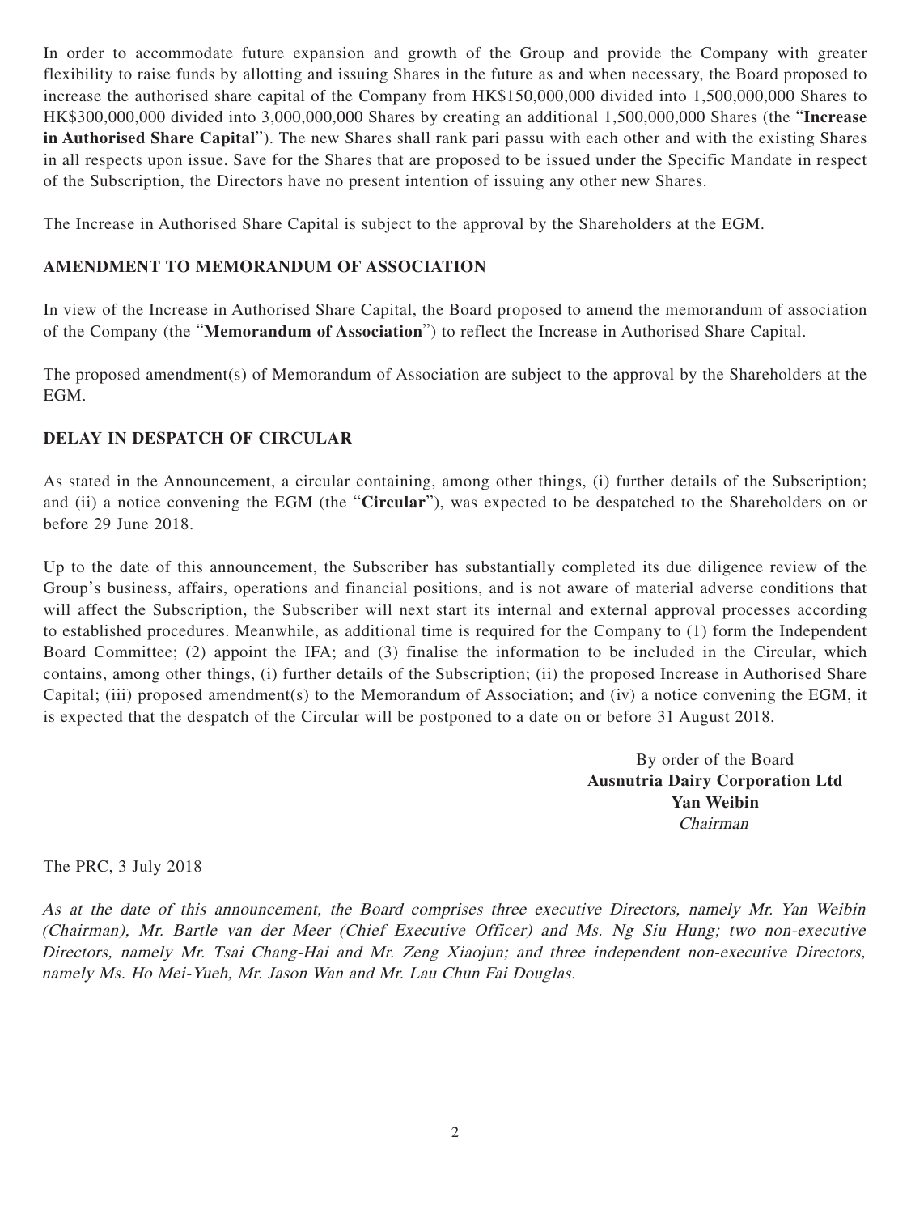In order to accommodate future expansion and growth of the Group and provide the Company with greater flexibility to raise funds by allotting and issuing Shares in the future as and when necessary, the Board proposed to increase the authorised share capital of the Company from HK$150,000,000 divided into 1,500,000,000 Shares to HK$300,000,000 divided into 3,000,000,000 Shares by creating an additional 1,500,000,000 Shares (the "**Increase in Authorised Share Capital**"). The new Shares shall rank pari passu with each other and with the existing Shares in all respects upon issue. Save for the Shares that are proposed to be issued under the Specific Mandate in respect of the Subscription, the Directors have no present intention of issuing any other new Shares.

The Increase in Authorised Share Capital is subject to the approval by the Shareholders at the EGM.

## AMENDMENT TO MEMORANDUM OF ASSOCIATION

In view of the Increase in Authorised Share Capital, the Board proposed to amend the memorandum of association of the Company (the "**Memorandum of Association**") to reflect the Increase in Authorised Share Capital.

The proposed amendment(s) of Memorandum of Association are subject to the approval by the Shareholders at the EGM.

## DELAY IN DESPATCH OF CIRCULAR

As stated in the Announcement, a circular containing, among other things, (i) further details of the Subscription; and (ii) a notice convening the EGM (the "**Circular**"), was expected to be despatched to the Shareholders on or before 29 June 2018.

Up to the date of this announcement, the Subscriber has substantially completed its due diligence review of the Group's business, affairs, operations and financial positions, and is not aware of material adverse conditions that will affect the Subscription, the Subscriber will next start its internal and external approval processes according to established procedures. Meanwhile, as additional time is required for the Company to (1) form the Independent Board Committee; (2) appoint the IFA; and (3) finalise the information to be included in the Circular, which contains, among other things, (i) further details of the Subscription; (ii) the proposed Increase in Authorised Share Capital; (iii) proposed amendment(s) to the Memorandum of Association; and (iv) a notice convening the EGM, it is expected that the despatch of the Circular will be postponed to a date on or before 31 August 2018.

By order of the Board
**Ausnutria Dairy Corporation Ltd**
**Yan Weibin**
*Chairman*

The PRC, 3 July 2018

*As at the date of this announcement, the Board comprises three executive Directors, namely Mr. Yan Weibin (Chairman), Mr. Bartle van der Meer (Chief Executive Officer) and Ms. Ng Siu Hung; two non-executive Directors, namely Mr. Tsai Chang-Hai and Mr. Zeng Xiaojun; and three independent non-executive Directors, namely Ms. Ho Mei-Yueh, Mr. Jason Wan and Mr. Lau Chun Fai Douglas.*